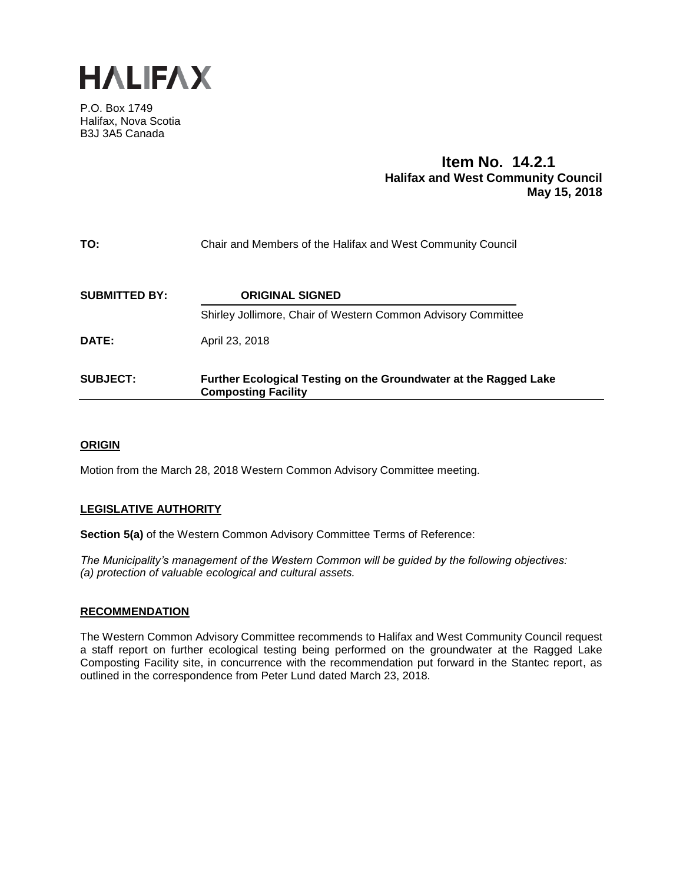# HALIFAX

P.O. Box 1749
Halifax, Nova Scotia
B3J 3A5 Canada

**Item No. 14.2.1**
**Halifax and West Community Council**
**May 15, 2018**

| | |
|---|---|
| **TO:** | Chair and Members of the Halifax and West Community Council |
| **SUBMITTED BY:** | **ORIGINAL SIGNED** <br> Shirley Jollimore, Chair of Western Common Advisory Committee |
| **DATE:** | April 23, 2018 |
| **SUBJECT:** | **Further Ecological Testing on the Groundwater at the Ragged Lake Composting Facility** |

## ORIGIN

Motion from the March 28, 2018 Western Common Advisory Committee meeting.

## LEGISLATIVE AUTHORITY

**Section 5(a)** of the Western Common Advisory Committee Terms of Reference:

*The Municipality's management of the Western Common will be guided by the following objectives:*
*(a) protection of valuable ecological and cultural assets.*

## RECOMMENDATION

The Western Common Advisory Committee recommends to Halifax and West Community Council request a staff report on further ecological testing being performed on the groundwater at the Ragged Lake Composting Facility site, in concurrence with the recommendation put forward in the Stantec report, as outlined in the correspondence from Peter Lund dated March 23, 2018.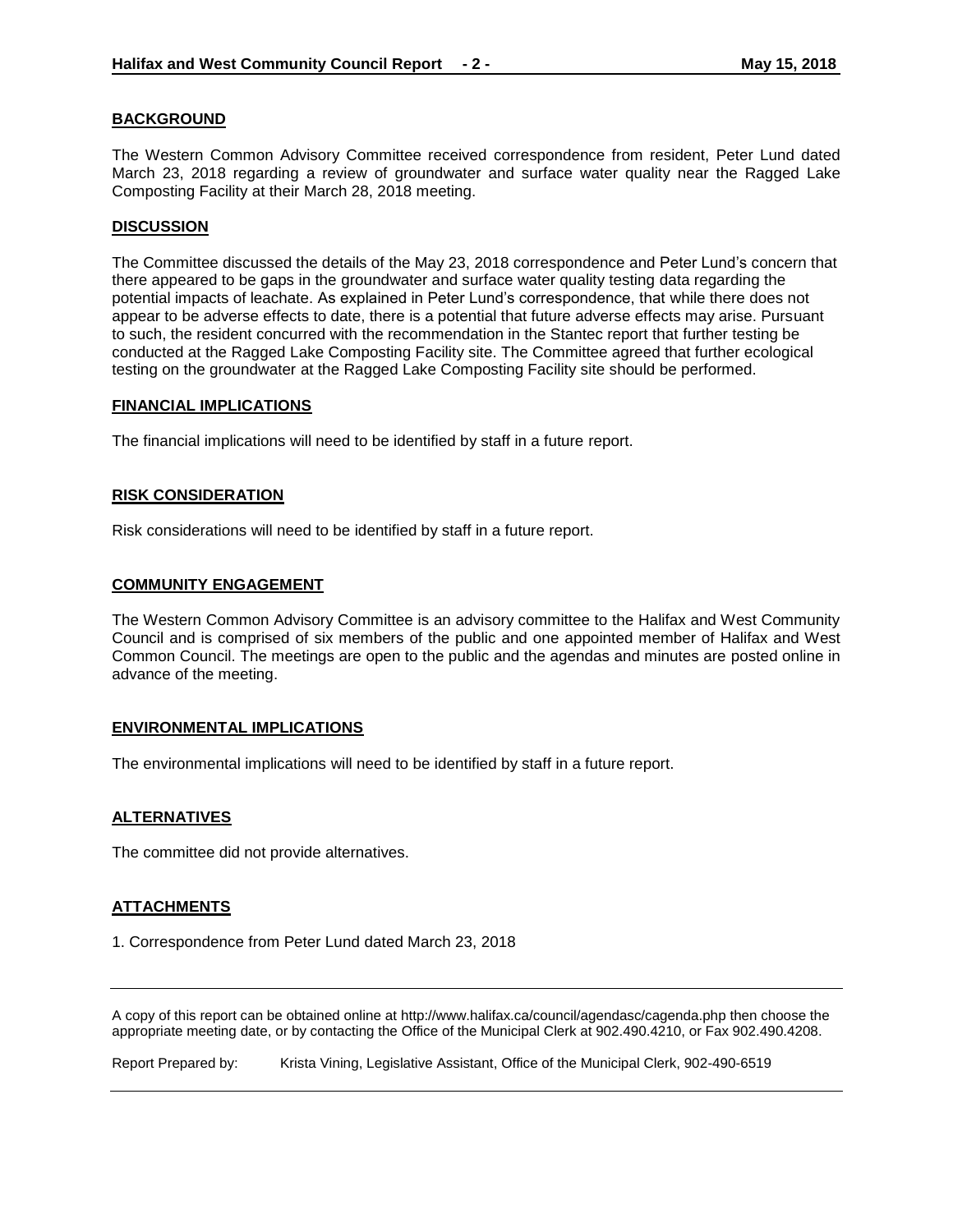## BACKGROUND

The Western Common Advisory Committee received correspondence from resident, Peter Lund dated March 23, 2018 regarding a review of groundwater and surface water quality near the Ragged Lake Composting Facility at their March 28, 2018 meeting.

## DISCUSSION

The Committee discussed the details of the May 23, 2018 correspondence and Peter Lund's concern that there appeared to be gaps in the groundwater and surface water quality testing data regarding the potential impacts of leachate. As explained in Peter Lund's correspondence, that while there does not appear to be adverse effects to date, there is a potential that future adverse effects may arise. Pursuant to such, the resident concurred with the recommendation in the Stantec report that further testing be conducted at the Ragged Lake Composting Facility site. The Committee agreed that further ecological testing on the groundwater at the Ragged Lake Composting Facility site should be performed.

## FINANCIAL IMPLICATIONS

The financial implications will need to be identified by staff in a future report.

## RISK CONSIDERATION

Risk considerations will need to be identified by staff in a future report.

## COMMUNITY ENGAGEMENT

The Western Common Advisory Committee is an advisory committee to the Halifax and West Community Council and is comprised of six members of the public and one appointed member of Halifax and West Common Council. The meetings are open to the public and the agendas and minutes are posted online in advance of the meeting.

## ENVIRONMENTAL IMPLICATIONS

The environmental implications will need to be identified by staff in a future report.

## ALTERNATIVES

The committee did not provide alternatives.

## ATTACHMENTS

1. Correspondence from Peter Lund dated March 23, 2018

---

A copy of this report can be obtained online at http://www.halifax.ca/council/agendasc/cagenda.php then choose the appropriate meeting date, or by contacting the Office of the Municipal Clerk at 902.490.4210, or Fax 902.490.4208.

Report Prepared by: Krista Vining, Legislative Assistant, Office of the Municipal Clerk, 902-490-6519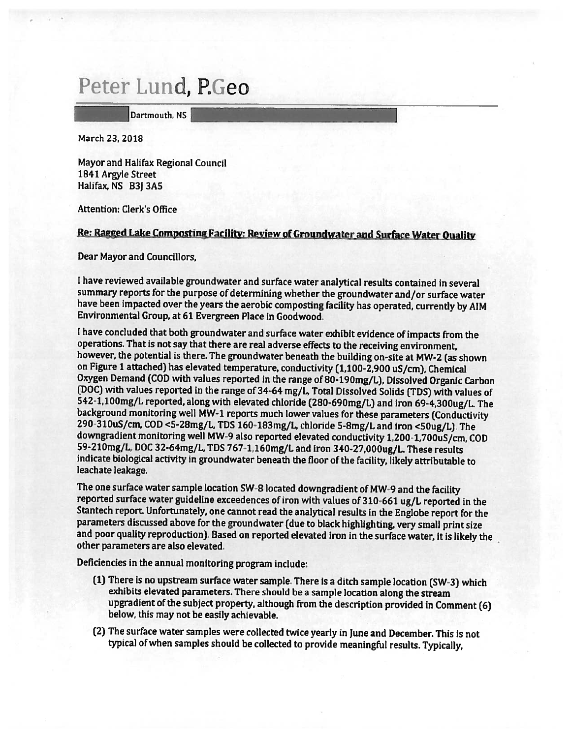# Peter Lund, P.Geo

Dartmouth, NS

March 23, 2018

Mayor and Halifax Regional Council
1841 Argyle Street
Halifax, NS B3J 3A5

Attention: Clerk's Office

**Re: Ragged Lake Composting Facility: Review of Groundwater and Surface Water Quality**

Dear Mayor and Councillors,

I have reviewed available groundwater and surface water analytical results contained in several summary reports for the purpose of determining whether the groundwater and/or surface water have been impacted over the years the aerobic composting facility has operated, currently by AIM Environmental Group, at 61 Evergreen Place in Goodwood.

I have concluded that both groundwater and surface water exhibit evidence of impacts from the operations. That is not say that there are real adverse effects to the receiving environment, however, the potential is there. The groundwater beneath the building on-site at MW-2 (as shown on Figure 1 attached) has elevated temperature, conductivity (1,100-2,900 uS/cm), Chemical Oxygen Demand (COD with values reported in the range of 80-190mg/L), Dissolved Organic Carbon (DOC) with values reported in the range of 34-64 mg/L, Total Dissolved Solids (TDS) with values of 542-1,100mg/L reported, along with elevated chloride (280-690mg/L) and iron 69-4,300ug/L. The background monitoring well MW-1 reports much lower values for these parameters (Conductivity 290-310uS/cm, COD <5-28mg/L, TDS 160-183mg/L, chloride 5-8mg/L and iron <50ug/L). The downgradient monitoring well MW-9 also reported elevated conductivity 1,200-1,700uS/cm, COD 59-210mg/L, DOC 32-64mg/L, TDS 767-1,160mg/L and iron 340-27,000ug/L. These results indicate biological activity in groundwater beneath the floor of the facility, likely attributable to leachate leakage.

The one surface water sample location SW-8 located downgradient of MW-9 and the facility reported surface water guideline exceedences of iron with values of 310-661 ug/L reported in the Stantech report. Unfortunately, one cannot read the analytical results in the Englobe report for the parameters discussed above for the groundwater (due to black highlighting, very small print size and poor quality reproduction). Based on reported elevated iron in the surface water, it is likely the other parameters are also elevated.

Deficiencies in the annual monitoring program include:

(1) There is no upstream surface water sample. There is a ditch sample location (SW-3) which exhibits elevated parameters. There should be a sample location along the stream upgradient of the subject property, although from the description provided in Comment (6) below, this may not be easily achievable.

(2) The surface water samples were collected twice yearly in June and December. This is not typical of when samples should be collected to provide meaningful results. Typically,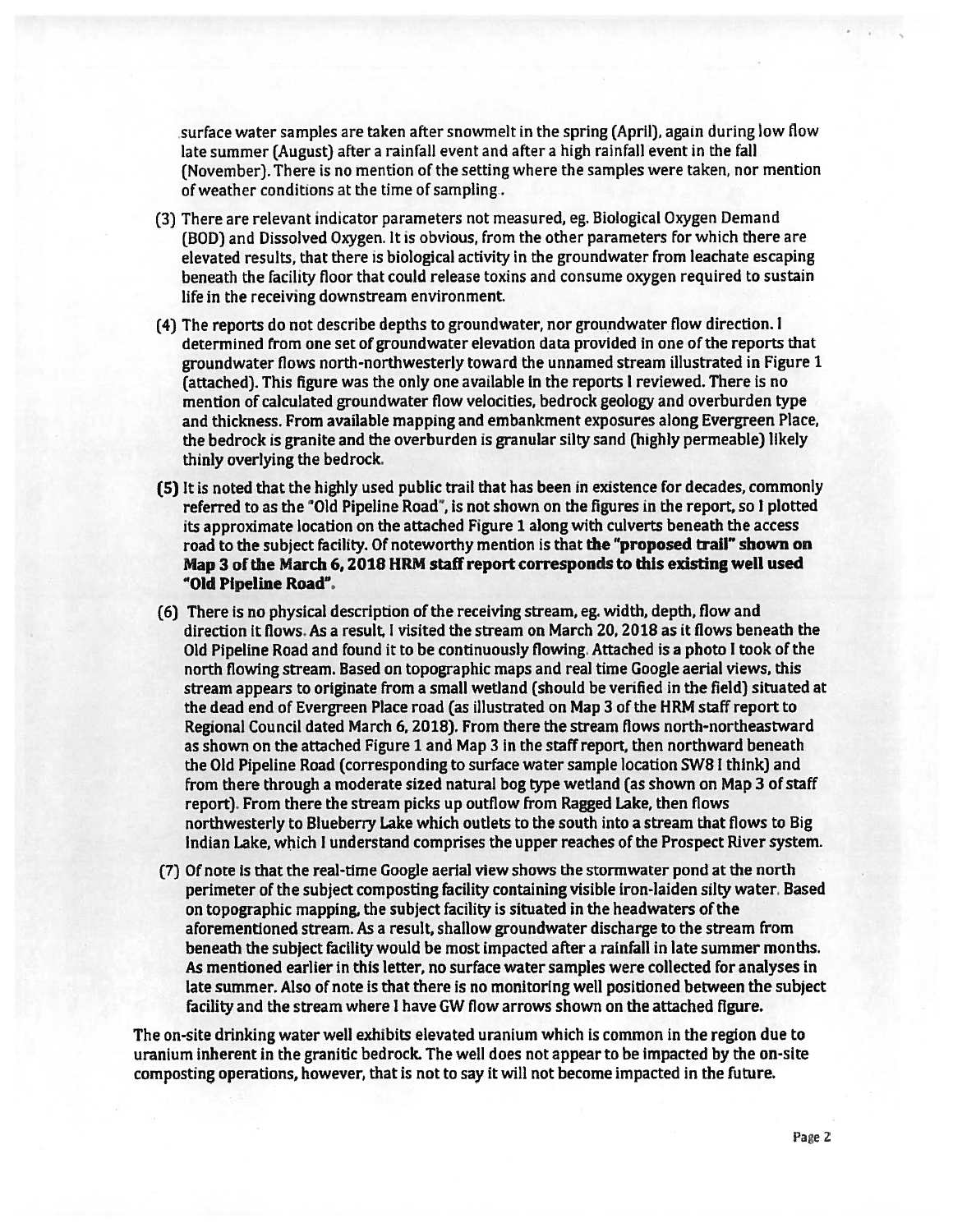surface water samples are taken after snowmelt in the spring (April), again during low flow late summer (August) after a rainfall event and after a high rainfall event in the fall (November). There is no mention of the setting where the samples were taken, nor mention of weather conditions at the time of sampling.

(3) There are relevant indicator parameters not measured, eg. Biological Oxygen Demand (BOD) and Dissolved Oxygen. It is obvious, from the other parameters for which there are elevated results, that there is biological activity in the groundwater from leachate escaping beneath the facility floor that could release toxins and consume oxygen required to sustain life in the receiving downstream environment.

(4) The reports do not describe depths to groundwater, nor groundwater flow direction. I determined from one set of groundwater elevation data provided in one of the reports that groundwater flows north-northwesterly toward the unnamed stream illustrated in Figure 1 (attached). This figure was the only one available in the reports I reviewed. There is no mention of calculated groundwater flow velocities, bedrock geology and overburden type and thickness. From available mapping and embankment exposures along Evergreen Place, the bedrock is granite and the overburden is granular silty sand (highly permeable) likely thinly overlying the bedrock.

(5) It is noted that the highly used public trail that has been in existence for decades, commonly referred to as the "Old Pipeline Road", is not shown on the figures in the report, so I plotted its approximate location on the attached Figure 1 along with culverts beneath the access road to the subject facility. Of noteworthy mention is that **the "proposed trail" shown on Map 3 of the March 6, 2018 HRM staff report corresponds to this existing well used "Old Pipeline Road".**

(6) There is no physical description of the receiving stream, eg. width, depth, flow and direction it flows. As a result, I visited the stream on March 20, 2018 as it flows beneath the Old Pipeline Road and found it to be continuously flowing. Attached is a photo I took of the north flowing stream. Based on topographic maps and real time Google aerial views, this stream appears to originate from a small wetland (should be verified in the field) situated at the dead end of Evergreen Place road (as illustrated on Map 3 of the HRM staff report to Regional Council dated March 6, 2018). From there the stream flows north-northeastward as shown on the attached Figure 1 and Map 3 in the staff report, then northward beneath the Old Pipeline Road (corresponding to surface water sample location SW8 I think) and from there through a moderate sized natural bog type wetland (as shown on Map 3 of staff report). From there the stream picks up outflow from Ragged Lake, then flows northwesterly to Blueberry Lake which outlets to the south into a stream that flows to Big Indian Lake, which I understand comprises the upper reaches of the Prospect River system.

(7) Of note is that the real-time Google aerial view shows the stormwater pond at the north perimeter of the subject composting facility containing visible iron-laiden silty water. Based on topographic mapping, the subject facility is situated in the headwaters of the aforementioned stream. As a result, shallow groundwater discharge to the stream from beneath the subject facility would be most impacted after a rainfall in late summer months. As mentioned earlier in this letter, no surface water samples were collected for analyses in late summer. Also of note is that there is no monitoring well positioned between the subject facility and the stream where I have GW flow arrows shown on the attached figure.

The on-site drinking water well exhibits elevated uranium which is common in the region due to uranium inherent in the granitic bedrock. The well does not appear to be impacted by the on-site composting operations, however, that is not to say it will not become impacted in the future.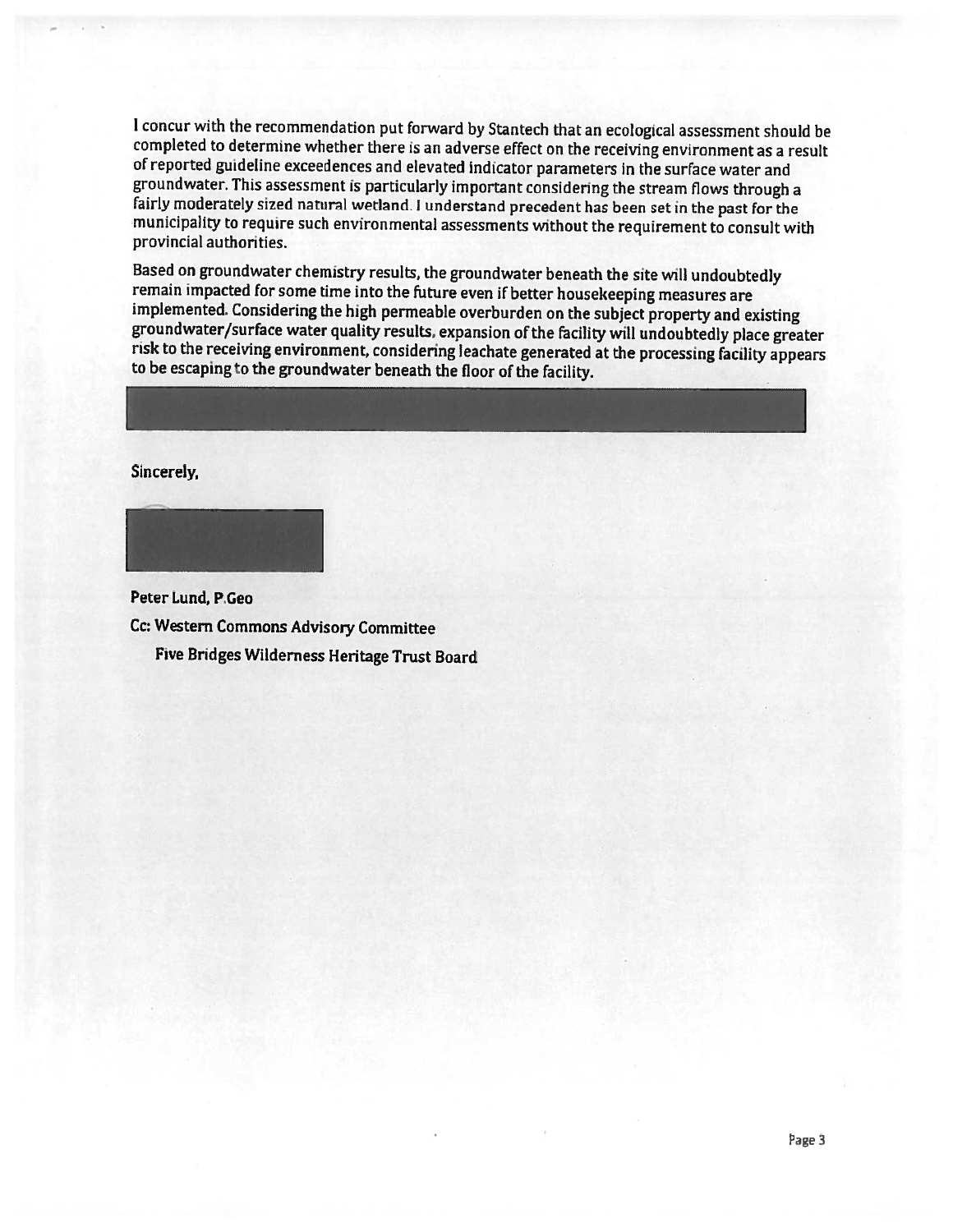I concur with the recommendation put forward by Stantech that an ecological assessment should be completed to determine whether there is an adverse effect on the receiving environment as a result of reported guideline exceedences and elevated indicator parameters in the surface water and groundwater. This assessment is particularly important considering the stream flows through a fairly moderately sized natural wetland. I understand precedent has been set in the past for the municipality to require such environmental assessments without the requirement to consult with provincial authorities.

Based on groundwater chemistry results, the groundwater beneath the site will undoubtedly remain impacted for some time into the future even if better housekeeping measures are implemented. Considering the high permeable overburden on the subject property and existing groundwater/surface water quality results, expansion of the facility will undoubtedly place greater risk to the receiving environment, considering leachate generated at the processing facility appears to be escaping to the groundwater beneath the floor of the facility.

Sincerely,

Peter Lund, P.Geo

Cc: Western Commons Advisory Committee

Five Bridges Wilderness Heritage Trust Board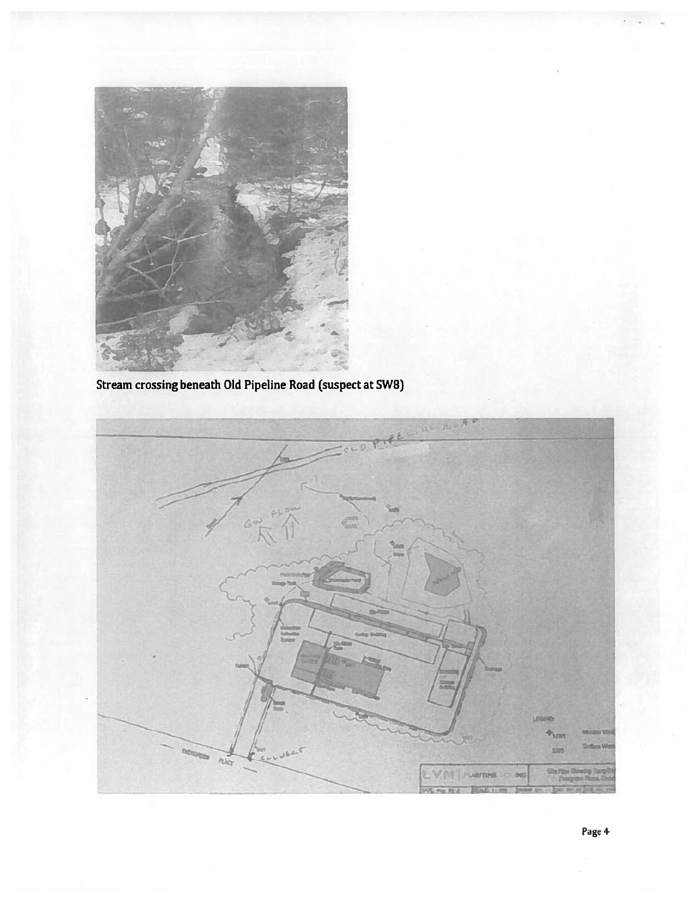Stream crossing beneath Old Pipeline Road (suspect at SW8)